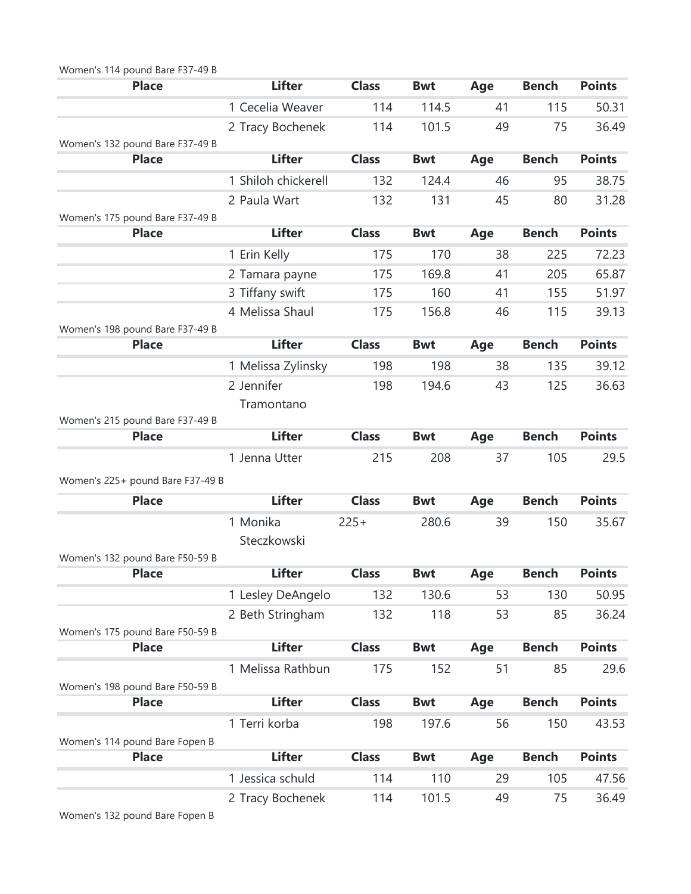Women's 114 pound Bare F37-49 B

| Place | Lifter | Class | Bwt | Age | Bench | Points |
|---|---|---|---|---|---|---|
| | 1 Cecelia Weaver | 114 | 114.5 | 41 | 115 | 50.31 |
| | 2 Tracy Bochenek | 114 | 101.5 | 49 | 75 | 36.49 |

Women's 132 pound Bare F37-49 B

| Place | Lifter | Class | Bwt | Age | Bench | Points |
|---|---|---|---|---|---|---|
| | 1 Shiloh chickerell | 132 | 124.4 | 46 | 95 | 38.75 |
| | 2 Paula Wart | 132 | 131 | 45 | 80 | 31.28 |

Women's 175 pound Bare F37-49 B

| Place | Lifter | Class | Bwt | Age | Bench | Points |
|---|---|---|---|---|---|---|
| | 1 Erin Kelly | 175 | 170 | 38 | 225 | 72.23 |
| | 2 Tamara payne | 175 | 169.8 | 41 | 205 | 65.87 |
| | 3 Tiffany swift | 175 | 160 | 41 | 155 | 51.97 |
| | 4 Melissa Shaul | 175 | 156.8 | 46 | 115 | 39.13 |

Women's 198 pound Bare F37-49 B

| Place | Lifter | Class | Bwt | Age | Bench | Points |
|---|---|---|---|---|---|---|
| | 1 Melissa Zylinsky | 198 | 198 | 38 | 135 | 39.12 |
| | 2 Jennifer Tramontano | 198 | 194.6 | 43 | 125 | 36.63 |

Women's 215 pound Bare F37-49 B

| Place | Lifter | Class | Bwt | Age | Bench | Points |
|---|---|---|---|---|---|---|
| | 1 Jenna Utter | 215 | 208 | 37 | 105 | 29.5 |

Women's 225+ pound Bare F37-49 B

| Place | Lifter | Class | Bwt | Age | Bench | Points |
|---|---|---|---|---|---|---|
| | 1 Monika Steczkowski | 225+ | 280.6 | 39 | 150 | 35.67 |

Women's 132 pound Bare F50-59 B

| Place | Lifter | Class | Bwt | Age | Bench | Points |
|---|---|---|---|---|---|---|
| | 1 Lesley DeAngelo | 132 | 130.6 | 53 | 130 | 50.95 |
| | 2 Beth Stringham | 132 | 118 | 53 | 85 | 36.24 |

Women's 175 pound Bare F50-59 B

| Place | Lifter | Class | Bwt | Age | Bench | Points |
|---|---|---|---|---|---|---|
| | 1 Melissa Rathbun | 175 | 152 | 51 | 85 | 29.6 |

Women's 198 pound Bare F50-59 B

| Place | Lifter | Class | Bwt | Age | Bench | Points |
|---|---|---|---|---|---|---|
| | 1 Terri korba | 198 | 197.6 | 56 | 150 | 43.53 |

Women's 114 pound Bare Fopen B

| Place | Lifter | Class | Bwt | Age | Bench | Points |
|---|---|---|---|---|---|---|
| | 1 Jessica schuld | 114 | 110 | 29 | 105 | 47.56 |
| | 2 Tracy Bochenek | 114 | 101.5 | 49 | 75 | 36.49 |

Women's 132 pound Bare Fopen B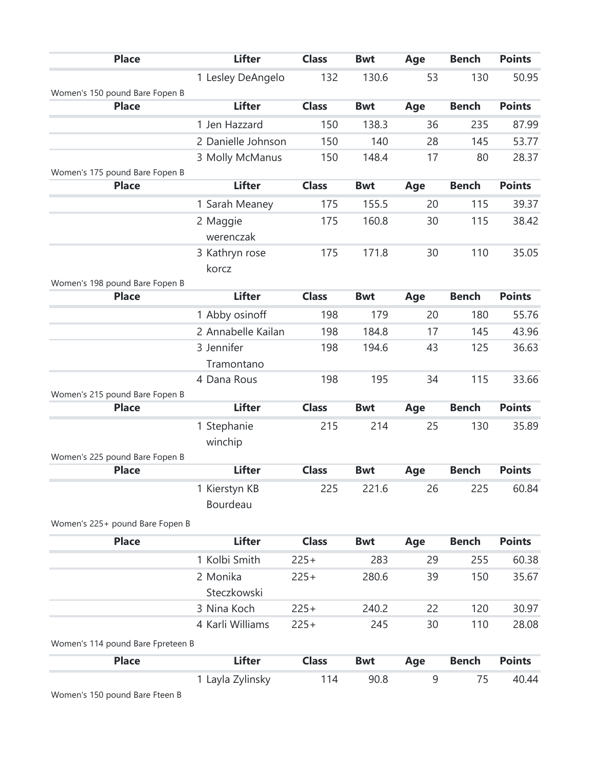| Place | Lifter | Class | Bwt | Age | Bench | Points |
|---|---|---|---|---|---|---|
| | 1 Lesley DeAngelo | 132 | 130.6 | 53 | 130 | 50.95 |

Women's 150 pound Bare Fopen B

| Place | Lifter | Class | Bwt | Age | Bench | Points |
|---|---|---|---|---|---|---|
| | 1 Jen Hazzard | 150 | 138.3 | 36 | 235 | 87.99 |
| | 2 Danielle Johnson | 150 | 140 | 28 | 145 | 53.77 |
| | 3 Molly McManus | 150 | 148.4 | 17 | 80 | 28.37 |

Women's 175 pound Bare Fopen B

| Place | Lifter | Class | Bwt | Age | Bench | Points |
|---|---|---|---|---|---|---|
| | 1 Sarah Meaney | 175 | 155.5 | 20 | 115 | 39.37 |
| | 2 Maggie werenczak | 175 | 160.8 | 30 | 115 | 38.42 |
| | 3 Kathryn rose korcz | 175 | 171.8 | 30 | 110 | 35.05 |

Women's 198 pound Bare Fopen B

| Place | Lifter | Class | Bwt | Age | Bench | Points |
|---|---|---|---|---|---|---|
| | 1 Abby osinoff | 198 | 179 | 20 | 180 | 55.76 |
| | 2 Annabelle Kailan | 198 | 184.8 | 17 | 145 | 43.96 |
| | 3 Jennifer Tramontano | 198 | 194.6 | 43 | 125 | 36.63 |
| | 4 Dana Rous | 198 | 195 | 34 | 115 | 33.66 |

Women's 215 pound Bare Fopen B

| Place | Lifter | Class | Bwt | Age | Bench | Points |
|---|---|---|---|---|---|---|
| | 1 Stephanie winchip | 215 | 214 | 25 | 130 | 35.89 |

Women's 225 pound Bare Fopen B

| Place | Lifter | Class | Bwt | Age | Bench | Points |
|---|---|---|---|---|---|---|
| | 1 Kierstyn KB Bourdeau | 225 | 221.6 | 26 | 225 | 60.84 |

Women's 225+ pound Bare Fopen B

| Place | Lifter | Class | Bwt | Age | Bench | Points |
|---|---|---|---|---|---|---|
| | 1 Kolbi Smith | 225+ | 283 | 29 | 255 | 60.38 |
| | 2 Monika Steczkowski | 225+ | 280.6 | 39 | 150 | 35.67 |
| | 3 Nina Koch | 225+ | 240.2 | 22 | 120 | 30.97 |
| | 4 Karli Williams | 225+ | 245 | 30 | 110 | 28.08 |

Women's 114 pound Bare Fpreteen B

| Place | Lifter | Class | Bwt | Age | Bench | Points |
|---|---|---|---|---|---|---|
| | 1 Layla Zylinsky | 114 | 90.8 | 9 | 75 | 40.44 |

Women's 150 pound Bare Fteen B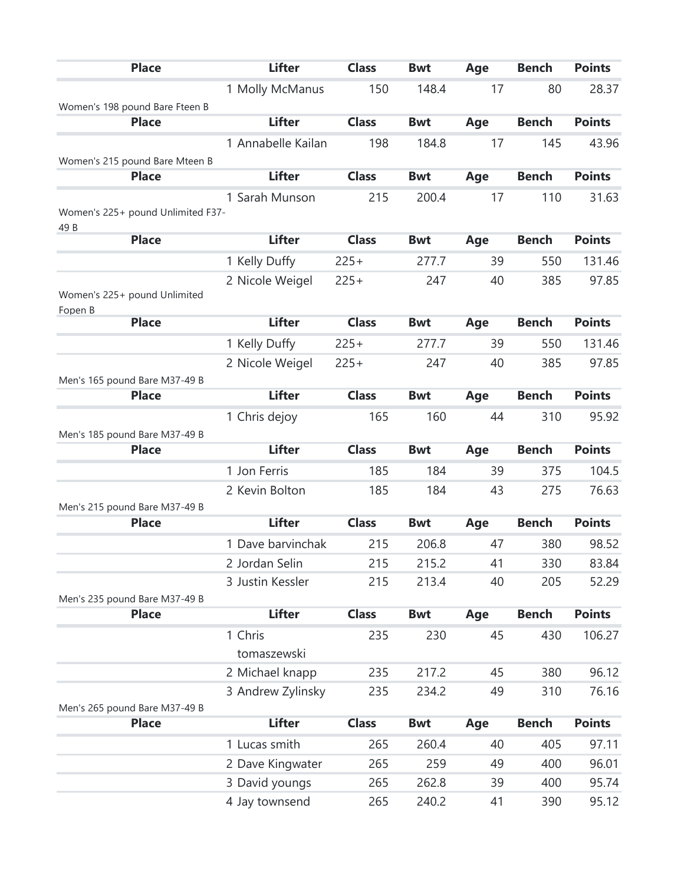| Place | Lifter | Class | Bwt | Age | Bench | Points |
|---|---|---|---|---|---|---|
| | 1 Molly McManus | 150 | 148.4 | 17 | 80 | 28.37 |

Women's 198 pound Bare Fteen B

| Place | Lifter | Class | Bwt | Age | Bench | Points |
|---|---|---|---|---|---|---|
| | 1 Annabelle Kailan | 198 | 184.8 | 17 | 145 | 43.96 |

Women's 215 pound Bare Mteen B

| Place | Lifter | Class | Bwt | Age | Bench | Points |
|---|---|---|---|---|---|---|
| | 1 Sarah Munson | 215 | 200.4 | 17 | 110 | 31.63 |

Women's 225+ pound Unlimited F37-49 B

| Place | Lifter | Class | Bwt | Age | Bench | Points |
|---|---|---|---|---|---|---|
| | 1 Kelly Duffy | 225+ | 277.7 | 39 | 550 | 131.46 |
| | 2 Nicole Weigel | 225+ | 247 | 40 | 385 | 97.85 |

Women's 225+ pound Unlimited Fopen B

| Place | Lifter | Class | Bwt | Age | Bench | Points |
|---|---|---|---|---|---|---|
| | 1 Kelly Duffy | 225+ | 277.7 | 39 | 550 | 131.46 |
| | 2 Nicole Weigel | 225+ | 247 | 40 | 385 | 97.85 |

Men's 165 pound Bare M37-49 B

| Place | Lifter | Class | Bwt | Age | Bench | Points |
|---|---|---|---|---|---|---|
| | 1 Chris dejoy | 165 | 160 | 44 | 310 | 95.92 |

Men's 185 pound Bare M37-49 B

| Place | Lifter | Class | Bwt | Age | Bench | Points |
|---|---|---|---|---|---|---|
| | 1 Jon Ferris | 185 | 184 | 39 | 375 | 104.5 |
| | 2 Kevin Bolton | 185 | 184 | 43 | 275 | 76.63 |

Men's 215 pound Bare M37-49 B

| Place | Lifter | Class | Bwt | Age | Bench | Points |
|---|---|---|---|---|---|---|
| | 1 Dave barvinchak | 215 | 206.8 | 47 | 380 | 98.52 |
| | 2 Jordan Selin | 215 | 215.2 | 41 | 330 | 83.84 |
| | 3 Justin Kessler | 215 | 213.4 | 40 | 205 | 52.29 |

Men's 235 pound Bare M37-49 B

| Place | Lifter | Class | Bwt | Age | Bench | Points |
|---|---|---|---|---|---|---|
| | 1 Chris tomaszewski | 235 | 230 | 45 | 430 | 106.27 |
| | 2 Michael knapp | 235 | 217.2 | 45 | 380 | 96.12 |
| | 3 Andrew Zylinsky | 235 | 234.2 | 49 | 310 | 76.16 |

Men's 265 pound Bare M37-49 B

| Place | Lifter | Class | Bwt | Age | Bench | Points |
|---|---|---|---|---|---|---|
| | 1 Lucas smith | 265 | 260.4 | 40 | 405 | 97.11 |
| | 2 Dave Kingwater | 265 | 259 | 49 | 400 | 96.01 |
| | 3 David youngs | 265 | 262.8 | 39 | 400 | 95.74 |
| | 4 Jay townsend | 265 | 240.2 | 41 | 390 | 95.12 |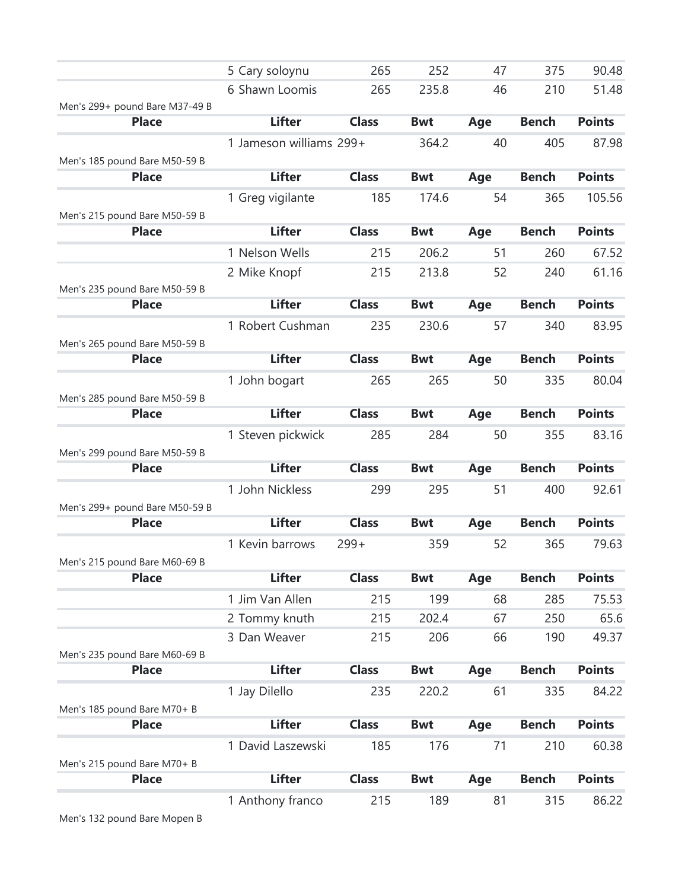| Place | Lifter | Class | Bwt | Age | Bench | Points |
|---|---|---|---|---|---|---|
| | 5 Cary soloynu | 265 | 252 | 47 | 375 | 90.48 |
| | 6 Shawn Loomis | 265 | 235.8 | 46 | 210 | 51.48 |

Men's 299+ pound Bare M37-49 B

| Place | Lifter | Class | Bwt | Age | Bench | Points |
|---|---|---|---|---|---|---|
| | 1 Jameson williams | 299+ | 364.2 | 40 | 405 | 87.98 |

Men's 185 pound Bare M50-59 B

| Place | Lifter | Class | Bwt | Age | Bench | Points |
|---|---|---|---|---|---|---|
| | 1 Greg vigilante | 185 | 174.6 | 54 | 365 | 105.56 |

Men's 215 pound Bare M50-59 B

| Place | Lifter | Class | Bwt | Age | Bench | Points |
|---|---|---|---|---|---|---|
| | 1 Nelson Wells | 215 | 206.2 | 51 | 260 | 67.52 |
| | 2 Mike Knopf | 215 | 213.8 | 52 | 240 | 61.16 |

Men's 235 pound Bare M50-59 B

| Place | Lifter | Class | Bwt | Age | Bench | Points |
|---|---|---|---|---|---|---|
| | 1 Robert Cushman | 235 | 230.6 | 57 | 340 | 83.95 |

Men's 265 pound Bare M50-59 B

| Place | Lifter | Class | Bwt | Age | Bench | Points |
|---|---|---|---|---|---|---|
| | 1 John bogart | 265 | 265 | 50 | 335 | 80.04 |

Men's 285 pound Bare M50-59 B

| Place | Lifter | Class | Bwt | Age | Bench | Points |
|---|---|---|---|---|---|---|
| | 1 Steven pickwick | 285 | 284 | 50 | 355 | 83.16 |

Men's 299 pound Bare M50-59 B

| Place | Lifter | Class | Bwt | Age | Bench | Points |
|---|---|---|---|---|---|---|
| | 1 John Nickless | 299 | 295 | 51 | 400 | 92.61 |

Men's 299+ pound Bare M50-59 B

| Place | Lifter | Class | Bwt | Age | Bench | Points |
|---|---|---|---|---|---|---|
| | 1 Kevin barrows | 299+ | 359 | 52 | 365 | 79.63 |

Men's 215 pound Bare M60-69 B

| Place | Lifter | Class | Bwt | Age | Bench | Points |
|---|---|---|---|---|---|---|
| | 1 Jim Van Allen | 215 | 199 | 68 | 285 | 75.53 |
| | 2 Tommy knuth | 215 | 202.4 | 67 | 250 | 65.6 |
| | 3 Dan Weaver | 215 | 206 | 66 | 190 | 49.37 |

Men's 235 pound Bare M60-69 B

| Place | Lifter | Class | Bwt | Age | Bench | Points |
|---|---|---|---|---|---|---|
| | 1 Jay Dilello | 235 | 220.2 | 61 | 335 | 84.22 |

Men's 185 pound Bare M70+ B

| Place | Lifter | Class | Bwt | Age | Bench | Points |
|---|---|---|---|---|---|---|
| | 1 David Laszewski | 185 | 176 | 71 | 210 | 60.38 |

Men's 215 pound Bare M70+ B

| Place | Lifter | Class | Bwt | Age | Bench | Points |
|---|---|---|---|---|---|---|
| | 1 Anthony franco | 215 | 189 | 81 | 315 | 86.22 |

Men's 132 pound Bare Mopen B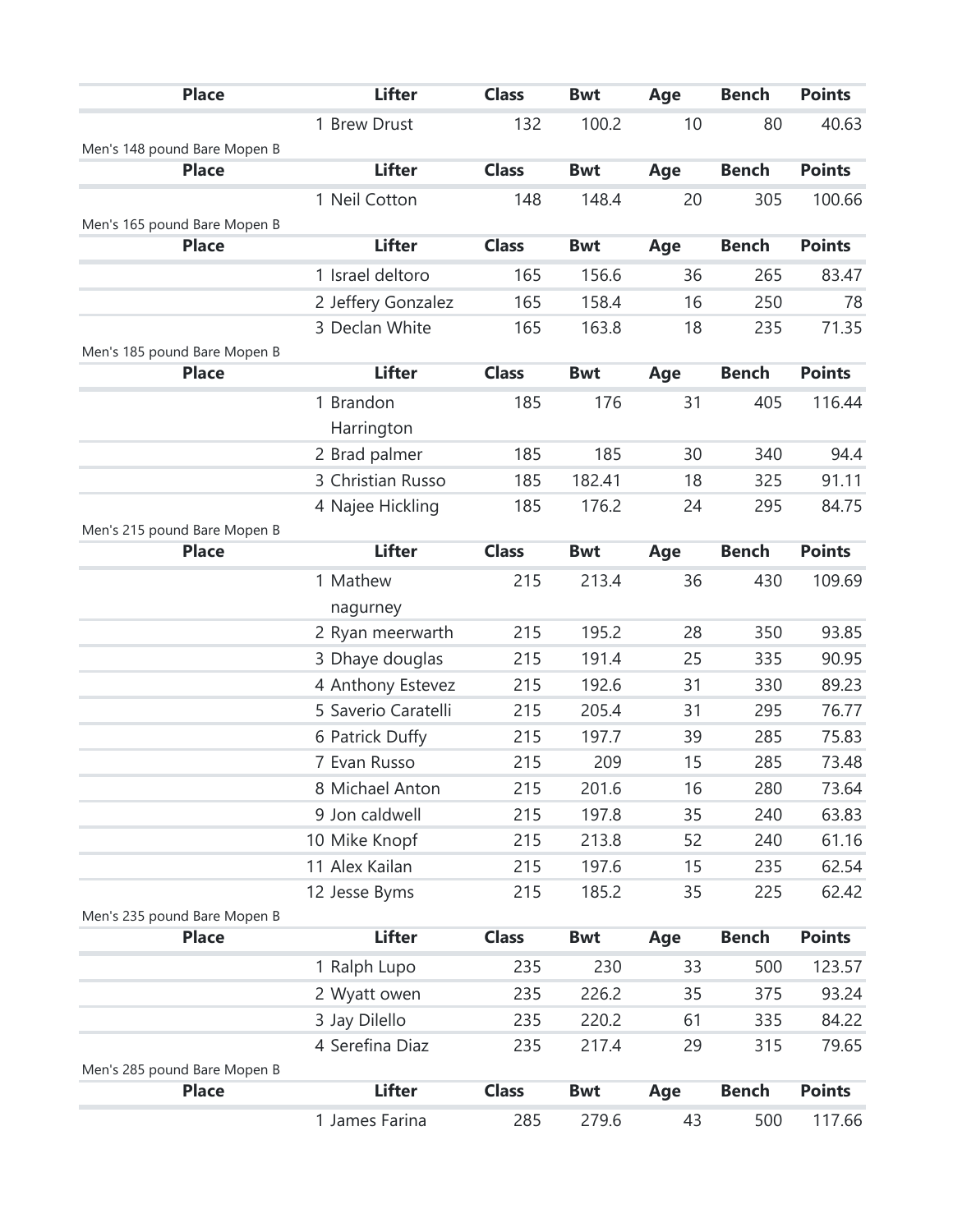| Place | Lifter | Class | Bwt | Age | Bench | Points |
|---|---|---|---|---|---|---|
| | 1 Brew Drust | 132 | 100.2 | 10 | 80 | 40.63 |

Men's 148 pound Bare Mopen B

| Place | Lifter | Class | Bwt | Age | Bench | Points |
|---|---|---|---|---|---|---|
| | 1 Neil Cotton | 148 | 148.4 | 20 | 305 | 100.66 |

Men's 165 pound Bare Mopen B

| Place | Lifter | Class | Bwt | Age | Bench | Points |
|---|---|---|---|---|---|---|
| | 1 Israel deltoro | 165 | 156.6 | 36 | 265 | 83.47 |
| | 2 Jeffery Gonzalez | 165 | 158.4 | 16 | 250 | 78 |
| | 3 Declan White | 165 | 163.8 | 18 | 235 | 71.35 |

Men's 185 pound Bare Mopen B

| Place | Lifter | Class | Bwt | Age | Bench | Points |
|---|---|---|---|---|---|---|
| | 1 Brandon Harrington | 185 | 176 | 31 | 405 | 116.44 |
| | 2 Brad palmer | 185 | 185 | 30 | 340 | 94.4 |
| | 3 Christian Russo | 185 | 182.41 | 18 | 325 | 91.11 |
| | 4 Najee Hickling | 185 | 176.2 | 24 | 295 | 84.75 |

Men's 215 pound Bare Mopen B

| Place | Lifter | Class | Bwt | Age | Bench | Points |
|---|---|---|---|---|---|---|
| | 1 Mathew nagurney | 215 | 213.4 | 36 | 430 | 109.69 |
| | 2 Ryan meerwarth | 215 | 195.2 | 28 | 350 | 93.85 |
| | 3 Dhaye douglas | 215 | 191.4 | 25 | 335 | 90.95 |
| | 4 Anthony Estevez | 215 | 192.6 | 31 | 330 | 89.23 |
| | 5 Saverio Caratelli | 215 | 205.4 | 31 | 295 | 76.77 |
| | 6 Patrick Duffy | 215 | 197.7 | 39 | 285 | 75.83 |
| | 7 Evan Russo | 215 | 209 | 15 | 285 | 73.48 |
| | 8 Michael Anton | 215 | 201.6 | 16 | 280 | 73.64 |
| | 9 Jon caldwell | 215 | 197.8 | 35 | 240 | 63.83 |
| | 10 Mike Knopf | 215 | 213.8 | 52 | 240 | 61.16 |
| | 11 Alex Kailan | 215 | 197.6 | 15 | 235 | 62.54 |
| | 12 Jesse Byms | 215 | 185.2 | 35 | 225 | 62.42 |

Men's 235 pound Bare Mopen B

| Place | Lifter | Class | Bwt | Age | Bench | Points |
|---|---|---|---|---|---|---|
| | 1 Ralph Lupo | 235 | 230 | 33 | 500 | 123.57 |
| | 2 Wyatt owen | 235 | 226.2 | 35 | 375 | 93.24 |
| | 3 Jay Dilello | 235 | 220.2 | 61 | 335 | 84.22 |
| | 4 Serefina Diaz | 235 | 217.4 | 29 | 315 | 79.65 |

Men's 285 pound Bare Mopen B

| Place | Lifter | Class | Bwt | Age | Bench | Points |
|---|---|---|---|---|---|---|
| | 1 James Farina | 285 | 279.6 | 43 | 500 | 117.66 |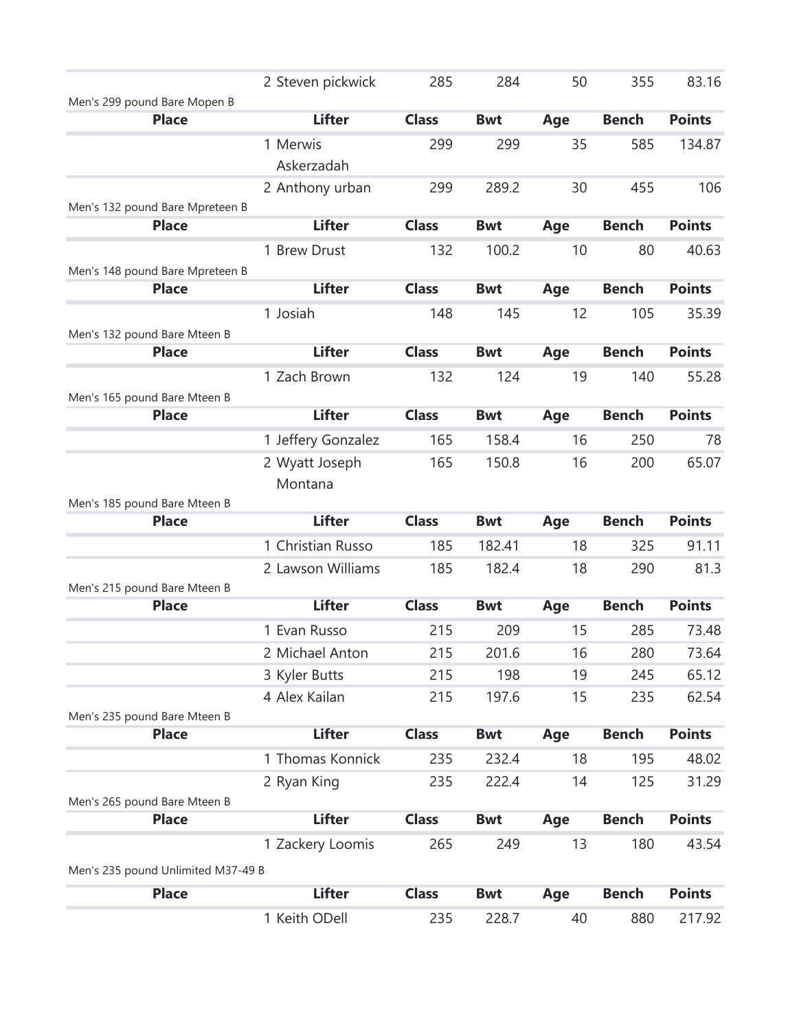| Place | Lifter | Class | Bwt | Age | Bench | Points |
| --- | --- | --- | --- | --- | --- | --- |
| | 2 Steven pickwick | 285 | 284 | 50 | 355 | 83.16 |

Men's 299 pound Bare Mopen B

| Place | Lifter | Class | Bwt | Age | Bench | Points |
| --- | --- | --- | --- | --- | --- | --- |
| | 1 Merwis Askerzadah | 299 | 299 | 35 | 585 | 134.87 |
| | 2 Anthony urban | 299 | 289.2 | 30 | 455 | 106 |

Men's 132 pound Bare Mpreteen B

| Place | Lifter | Class | Bwt | Age | Bench | Points |
| --- | --- | --- | --- | --- | --- | --- |
| | 1 Brew Drust | 132 | 100.2 | 10 | 80 | 40.63 |

Men's 148 pound Bare Mpreteen B

| Place | Lifter | Class | Bwt | Age | Bench | Points |
| --- | --- | --- | --- | --- | --- | --- |
| | 1 Josiah | 148 | 145 | 12 | 105 | 35.39 |

Men's 132 pound Bare Mteen B

| Place | Lifter | Class | Bwt | Age | Bench | Points |
| --- | --- | --- | --- | --- | --- | --- |
| | 1 Zach Brown | 132 | 124 | 19 | 140 | 55.28 |

Men's 165 pound Bare Mteen B

| Place | Lifter | Class | Bwt | Age | Bench | Points |
| --- | --- | --- | --- | --- | --- | --- |
| | 1 Jeffery Gonzalez | 165 | 158.4 | 16 | 250 | 78 |
| | 2 Wyatt Joseph Montana | 165 | 150.8 | 16 | 200 | 65.07 |

Men's 185 pound Bare Mteen B

| Place | Lifter | Class | Bwt | Age | Bench | Points |
| --- | --- | --- | --- | --- | --- | --- |
| | 1 Christian Russo | 185 | 182.41 | 18 | 325 | 91.11 |
| | 2 Lawson Williams | 185 | 182.4 | 18 | 290 | 81.3 |

Men's 215 pound Bare Mteen B

| Place | Lifter | Class | Bwt | Age | Bench | Points |
| --- | --- | --- | --- | --- | --- | --- |
| | 1 Evan Russo | 215 | 209 | 15 | 285 | 73.48 |
| | 2 Michael Anton | 215 | 201.6 | 16 | 280 | 73.64 |
| | 3 Kyler Butts | 215 | 198 | 19 | 245 | 65.12 |
| | 4 Alex Kailan | 215 | 197.6 | 15 | 235 | 62.54 |

Men's 235 pound Bare Mteen B

| Place | Lifter | Class | Bwt | Age | Bench | Points |
| --- | --- | --- | --- | --- | --- | --- |
| | 1 Thomas Konnick | 235 | 232.4 | 18 | 195 | 48.02 |
| | 2 Ryan King | 235 | 222.4 | 14 | 125 | 31.29 |

Men's 265 pound Bare Mteen B

| Place | Lifter | Class | Bwt | Age | Bench | Points |
| --- | --- | --- | --- | --- | --- | --- |
| | 1 Zackery Loomis | 265 | 249 | 13 | 180 | 43.54 |

Men's 235 pound Unlimited M37-49 B

| Place | Lifter | Class | Bwt | Age | Bench | Points |
| --- | --- | --- | --- | --- | --- | --- |
| | 1 Keith ODell | 235 | 228.7 | 40 | 880 | 217.92 |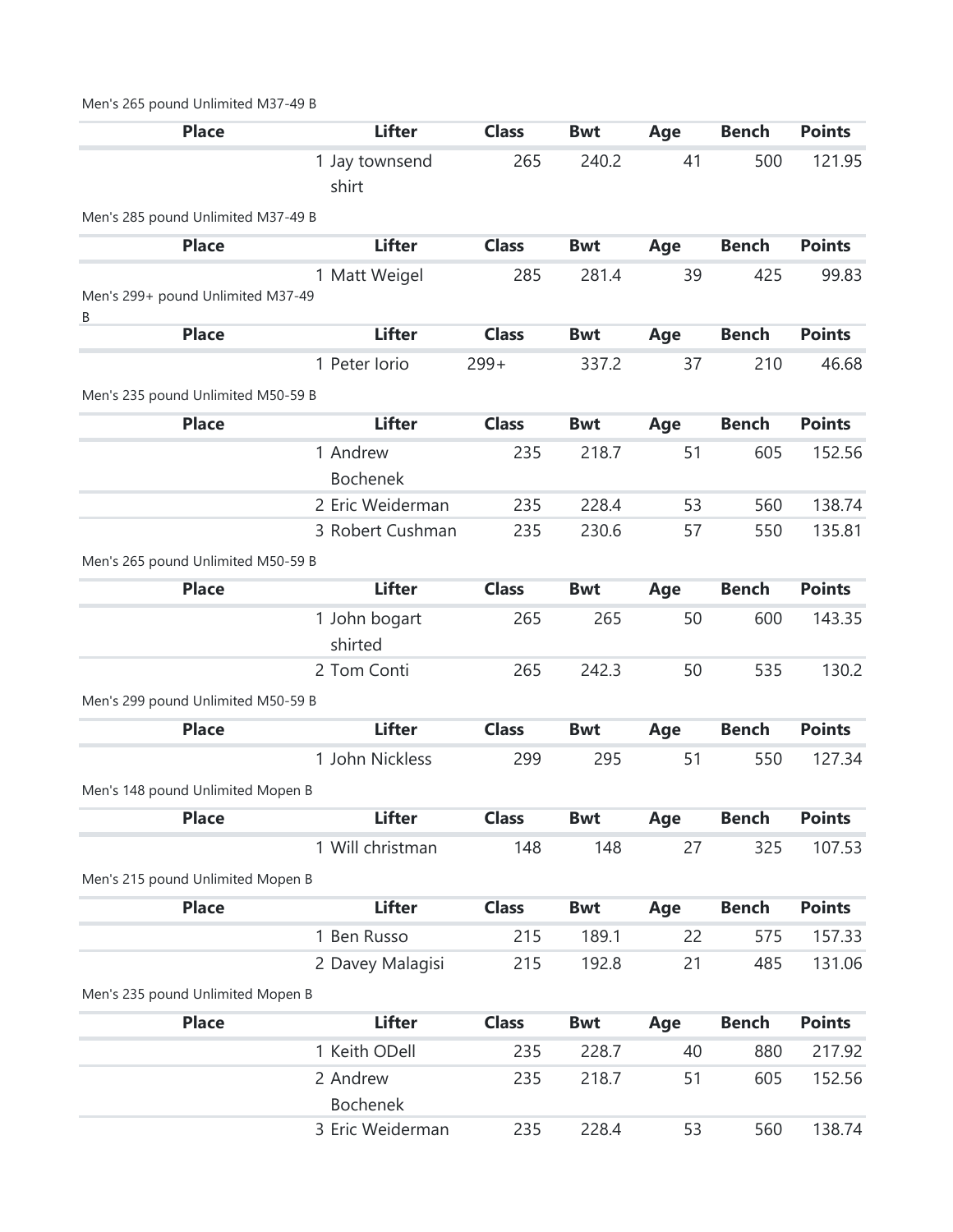Men's 265 pound Unlimited M37-49 B

| Place | Lifter | Class | Bwt | Age | Bench | Points |
| --- | --- | --- | --- | --- | --- | --- |
| 1 | Jay townsend shirt | 265 | 240.2 | 41 | 500 | 121.95 |

Men's 285 pound Unlimited M37-49 B

| Place | Lifter | Class | Bwt | Age | Bench | Points |
| --- | --- | --- | --- | --- | --- | --- |
| 1 | Matt Weigel | 285 | 281.4 | 39 | 425 | 99.83 |

Men's 299+ pound Unlimited M37-49 B

| Place | Lifter | Class | Bwt | Age | Bench | Points |
| --- | --- | --- | --- | --- | --- | --- |
| 1 | Peter Iorio | 299+ | 337.2 | 37 | 210 | 46.68 |

Men's 235 pound Unlimited M50-59 B

| Place | Lifter | Class | Bwt | Age | Bench | Points |
| --- | --- | --- | --- | --- | --- | --- |
| 1 | Andrew Bochenek | 235 | 218.7 | 51 | 605 | 152.56 |
| 2 | Eric Weiderman | 235 | 228.4 | 53 | 560 | 138.74 |
| 3 | Robert Cushman | 235 | 230.6 | 57 | 550 | 135.81 |

Men's 265 pound Unlimited M50-59 B

| Place | Lifter | Class | Bwt | Age | Bench | Points |
| --- | --- | --- | --- | --- | --- | --- |
| 1 | John bogart shirted | 265 | 265 | 50 | 600 | 143.35 |
| 2 | Tom Conti | 265 | 242.3 | 50 | 535 | 130.2 |

Men's 299 pound Unlimited M50-59 B

| Place | Lifter | Class | Bwt | Age | Bench | Points |
| --- | --- | --- | --- | --- | --- | --- |
| 1 | John Nickless | 299 | 295 | 51 | 550 | 127.34 |

Men's 148 pound Unlimited Mopen B

| Place | Lifter | Class | Bwt | Age | Bench | Points |
| --- | --- | --- | --- | --- | --- | --- |
| 1 | Will christman | 148 | 148 | 27 | 325 | 107.53 |

Men's 215 pound Unlimited Mopen B

| Place | Lifter | Class | Bwt | Age | Bench | Points |
| --- | --- | --- | --- | --- | --- | --- |
| 1 | Ben Russo | 215 | 189.1 | 22 | 575 | 157.33 |
| 2 | Davey Malagisi | 215 | 192.8 | 21 | 485 | 131.06 |

Men's 235 pound Unlimited Mopen B

| Place | Lifter | Class | Bwt | Age | Bench | Points |
| --- | --- | --- | --- | --- | --- | --- |
| 1 | Keith ODell | 235 | 228.7 | 40 | 880 | 217.92 |
| 2 | Andrew Bochenek | 235 | 218.7 | 51 | 605 | 152.56 |
| 3 | Eric Weiderman | 235 | 228.4 | 53 | 560 | 138.74 |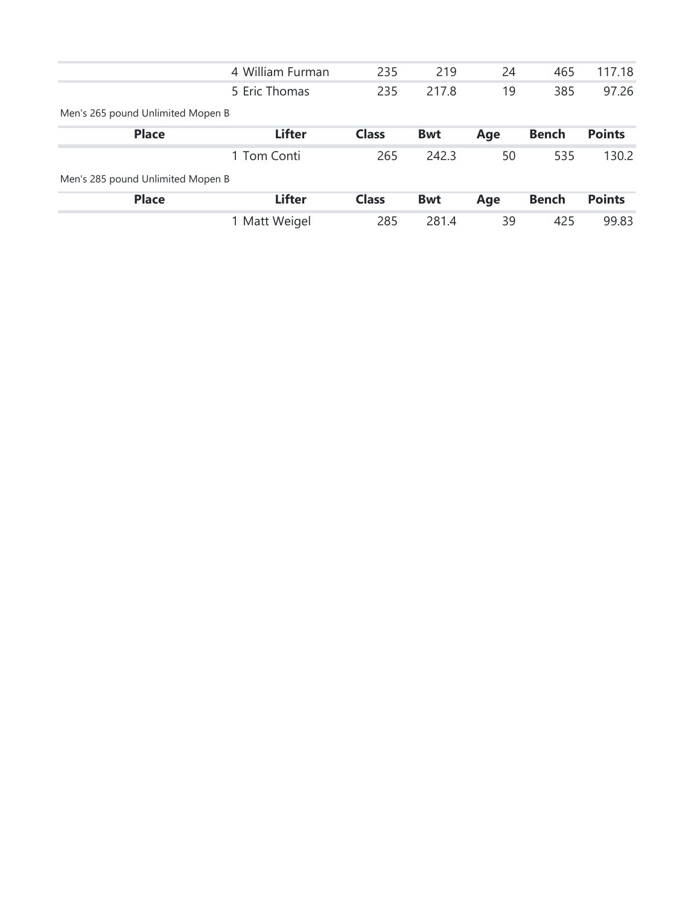| | | | | | | |
|---|---|---|---|---|---|---|
| | 4 William Furman | 235 | 219 | 24 | 465 | 117.18 |
| | 5 Eric Thomas | 235 | 217.8 | 19 | 385 | 97.26 |

Men's 265 pound Unlimited Mopen B

| Place | Lifter | Class | Bwt | Age | Bench | Points |
|---|---|---|---|---|---|---|
| | 1 Tom Conti | 265 | 242.3 | 50 | 535 | 130.2 |

Men's 285 pound Unlimited Mopen B

| Place | Lifter | Class | Bwt | Age | Bench | Points |
|---|---|---|---|---|---|---|
| | 1 Matt Weigel | 285 | 281.4 | 39 | 425 | 99.83 |